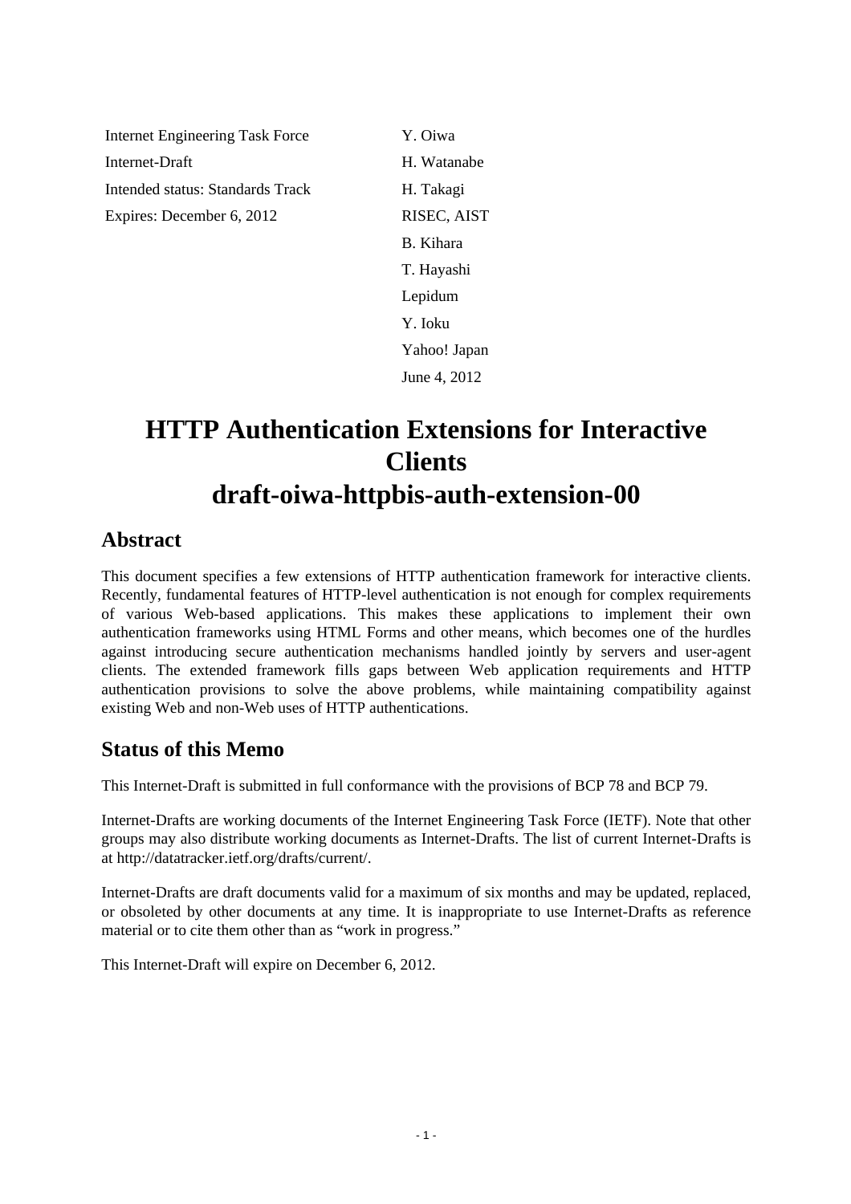| | |
|---|---|
| Internet Engineering Task Force | Y. Oiwa |
| Internet-Draft | H. Watanabe |
| Intended status: Standards Track | H. Takagi |
| Expires: December 6, 2012 | RISEC, AIST |
| | B. Kihara |
| | T. Hayashi |
| | Lepidum |
| | Y. Ioku |
| | Yahoo! Japan |
| | June 4, 2012 |

# HTTP Authentication Extensions for Interactive Clients draft-oiwa-httpbis-auth-extension-00

## Abstract

This document specifies a few extensions of HTTP authentication framework for interactive clients. Recently, fundamental features of HTTP-level authentication is not enough for complex requirements of various Web-based applications. This makes these applications to implement their own authentication frameworks using HTML Forms and other means, which becomes one of the hurdles against introducing secure authentication mechanisms handled jointly by servers and user-agent clients. The extended framework fills gaps between Web application requirements and HTTP authentication provisions to solve the above problems, while maintaining compatibility against existing Web and non-Web uses of HTTP authentications.

## Status of this Memo

This Internet-Draft is submitted in full conformance with the provisions of BCP 78 and BCP 79.

Internet-Drafts are working documents of the Internet Engineering Task Force (IETF). Note that other groups may also distribute working documents as Internet-Drafts. The list of current Internet-Drafts is at http://datatracker.ietf.org/drafts/current/.

Internet-Drafts are draft documents valid for a maximum of six months and may be updated, replaced, or obsoleted by other documents at any time. It is inappropriate to use Internet-Drafts as reference material or to cite them other than as “work in progress.”

This Internet-Draft will expire on December 6, 2012.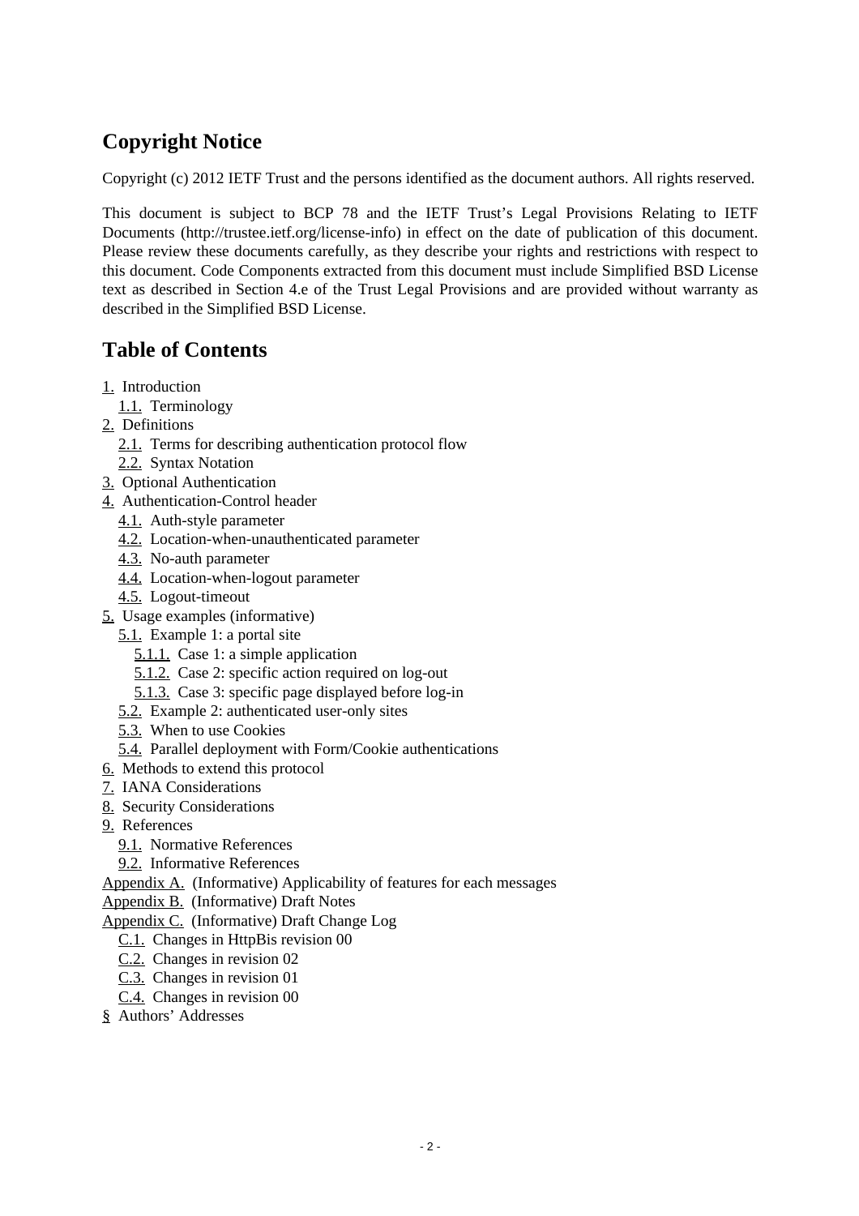## Copyright Notice

Copyright (c) 2012 IETF Trust and the persons identified as the document authors. All rights reserved.

This document is subject to BCP 78 and the IETF Trust's Legal Provisions Relating to IETF Documents (http://trustee.ietf.org/license-info) in effect on the date of publication of this document. Please review these documents carefully, as they describe your rights and restrictions with respect to this document. Code Components extracted from this document must include Simplified BSD License text as described in Section 4.e of the Trust Legal Provisions and are provided without warranty as described in the Simplified BSD License.

## Table of Contents

- 1. Introduction
  - 1.1. Terminology
- 2. Definitions
  - 2.1. Terms for describing authentication protocol flow
  - 2.2. Syntax Notation
- 3. Optional Authentication
- 4. Authentication-Control header
  - 4.1. Auth-style parameter
  - 4.2. Location-when-unauthenticated parameter
  - 4.3. No-auth parameter
  - 4.4. Location-when-logout parameter
  - 4.5. Logout-timeout
- 5. Usage examples (informative)
  - 5.1. Example 1: a portal site
    - 5.1.1. Case 1: a simple application
    - 5.1.2. Case 2: specific action required on log-out
    - 5.1.3. Case 3: specific page displayed before log-in
  - 5.2. Example 2: authenticated user-only sites
  - 5.3. When to use Cookies
  - 5.4. Parallel deployment with Form/Cookie authentications
- 6. Methods to extend this protocol
- 7. IANA Considerations
- 8. Security Considerations
- 9. References
  - 9.1. Normative References
  - 9.2. Informative References
- Appendix A. (Informative) Applicability of features for each messages
- Appendix B. (Informative) Draft Notes
- Appendix C. (Informative) Draft Change Log
  - C.1. Changes in HttpBis revision 00
  - C.2. Changes in revision 02
  - C.3. Changes in revision 01
  - C.4. Changes in revision 00
- § Authors' Addresses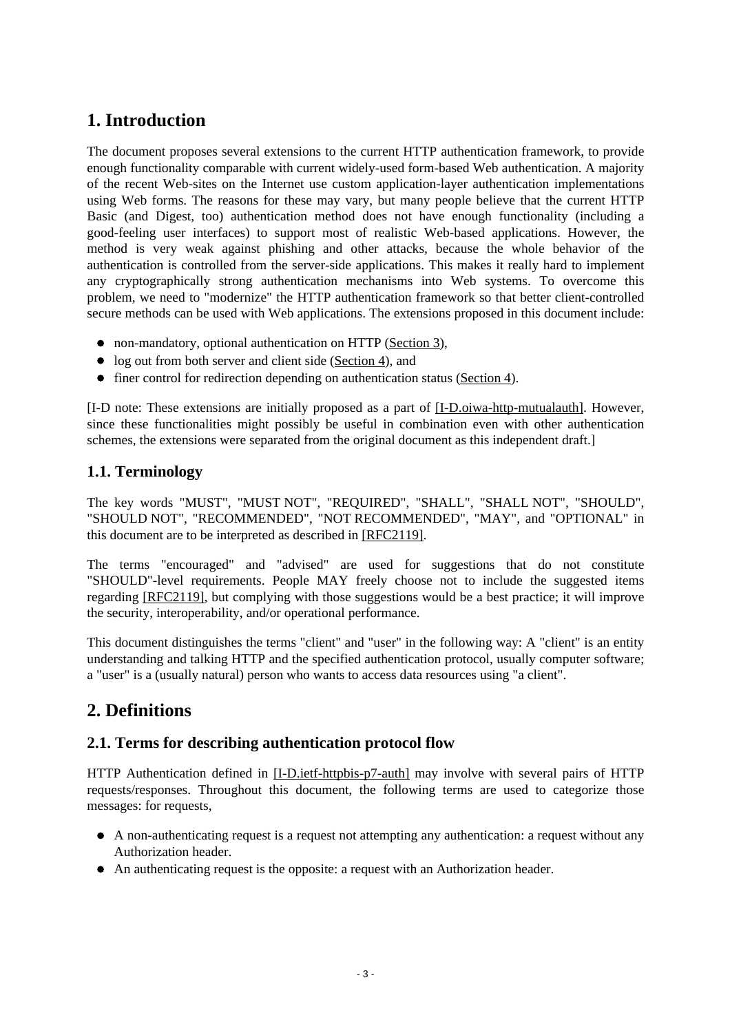# 1. Introduction

The document proposes several extensions to the current HTTP authentication framework, to provide enough functionality comparable with current widely-used form-based Web authentication. A majority of the recent Web-sites on the Internet use custom application-layer authentication implementations using Web forms. The reasons for these may vary, but many people believe that the current HTTP Basic (and Digest, too) authentication method does not have enough functionality (including a good-feeling user interfaces) to support most of realistic Web-based applications. However, the method is very weak against phishing and other attacks, because the whole behavior of the authentication is controlled from the server-side applications. This makes it really hard to implement any cryptographically strong authentication mechanisms into Web systems. To overcome this problem, we need to "modernize" the HTTP authentication framework so that better client-controlled secure methods can be used with Web applications. The extensions proposed in this document include:

- non-mandatory, optional authentication on HTTP (Section 3),
- log out from both server and client side (Section 4), and
- finer control for redirection depending on authentication status (Section 4).

[I-D note: These extensions are initially proposed as a part of [I-D.oiwa-http-mutualauth]. However, since these functionalities might possibly be useful in combination even with other authentication schemes, the extensions were separated from the original document as this independent draft.]

## 1.1. Terminology

The key words "MUST", "MUST NOT", "REQUIRED", "SHALL", "SHALL NOT", "SHOULD", "SHOULD NOT", "RECOMMENDED", "NOT RECOMMENDED", "MAY", and "OPTIONAL" in this document are to be interpreted as described in [RFC2119].

The terms "encouraged" and "advised" are used for suggestions that do not constitute "SHOULD"-level requirements. People MAY freely choose not to include the suggested items regarding [RFC2119], but complying with those suggestions would be a best practice; it will improve the security, interoperability, and/or operational performance.

This document distinguishes the terms "client" and "user" in the following way: A "client" is an entity understanding and talking HTTP and the specified authentication protocol, usually computer software; a "user" is a (usually natural) person who wants to access data resources using "a client".

# 2. Definitions

## 2.1. Terms for describing authentication protocol flow

HTTP Authentication defined in [I-D.ietf-httpbis-p7-auth] may involve with several pairs of HTTP requests/responses. Throughout this document, the following terms are used to categorize those messages: for requests,

- A non-authenticating request is a request not attempting any authentication: a request without any Authorization header.
- An authenticating request is the opposite: a request with an Authorization header.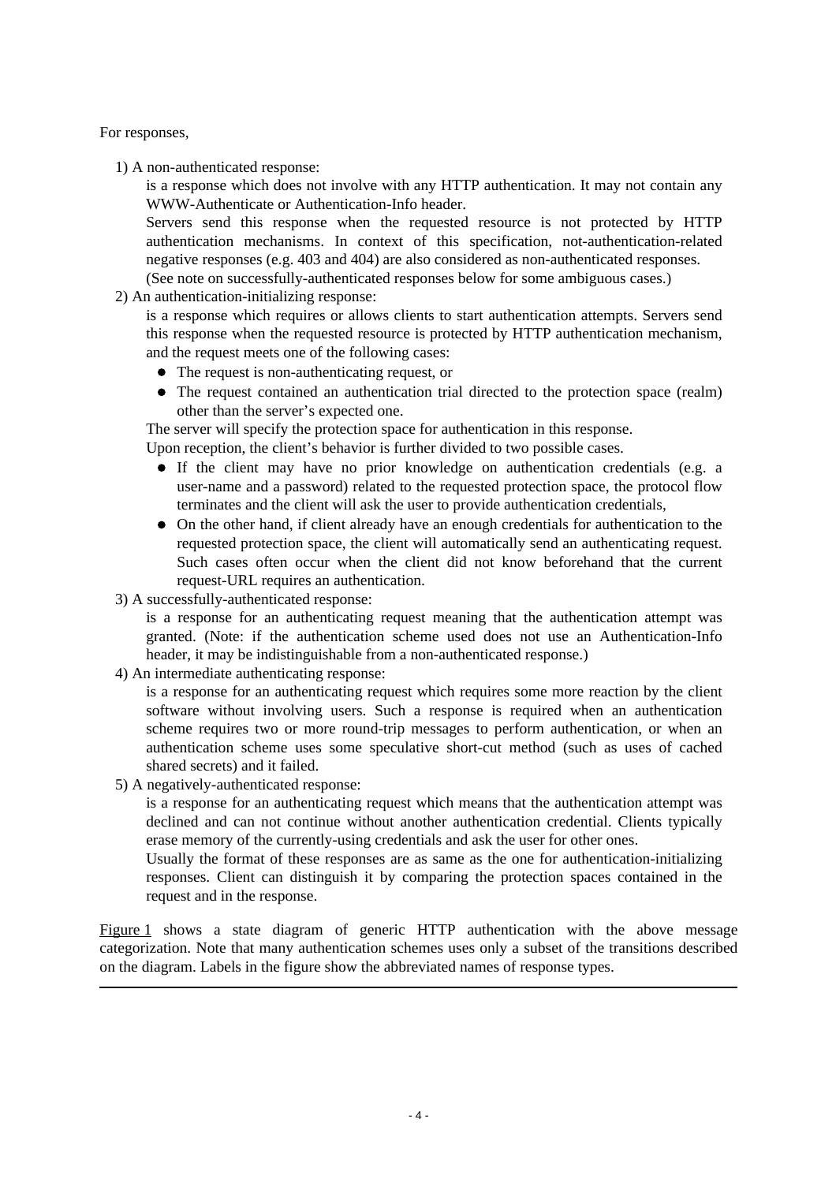For responses,

1) A non-authenticated response:

   is a response which does not involve with any HTTP authentication. It may not contain any WWW-Authenticate or Authentication-Info header.

   Servers send this response when the requested resource is not protected by HTTP authentication mechanisms. In context of this specification, not-authentication-related negative responses (e.g. 403 and 404) are also considered as non-authenticated responses.

   (See note on successfully-authenticated responses below for some ambiguous cases.)

2) An authentication-initializing response:

   is a response which requires or allows clients to start authentication attempts. Servers send this response when the requested resource is protected by HTTP authentication mechanism, and the request meets one of the following cases:

   - The request is non-authenticating request, or
   - The request contained an authentication trial directed to the protection space (realm) other than the server's expected one.

   The server will specify the protection space for authentication in this response.

   Upon reception, the client's behavior is further divided to two possible cases.

   - If the client may have no prior knowledge on authentication credentials (e.g. a user-name and a password) related to the requested protection space, the protocol flow terminates and the client will ask the user to provide authentication credentials,
   - On the other hand, if client already have an enough credentials for authentication to the requested protection space, the client will automatically send an authenticating request. Such cases often occur when the client did not know beforehand that the current request-URL requires an authentication.

3) A successfully-authenticated response:

   is a response for an authenticating request meaning that the authentication attempt was granted. (Note: if the authentication scheme used does not use an Authentication-Info header, it may be indistinguishable from a non-authenticated response.)

4) An intermediate authenticating response:

   is a response for an authenticating request which requires some more reaction by the client software without involving users. Such a response is required when an authentication scheme requires two or more round-trip messages to perform authentication, or when an authentication scheme uses some speculative short-cut method (such as uses of cached shared secrets) and it failed.

5) A negatively-authenticated response:

   is a response for an authenticating request which means that the authentication attempt was declined and can not continue without another authentication credential. Clients typically erase memory of the currently-using credentials and ask the user for other ones.

   Usually the format of these responses are as same as the one for authentication-initializing responses. Client can distinguish it by comparing the protection spaces contained in the request and in the response.

Figure 1 shows a state diagram of generic HTTP authentication with the above message categorization. Note that many authentication schemes uses only a subset of the transitions described on the diagram. Labels in the figure show the abbreviated names of response types.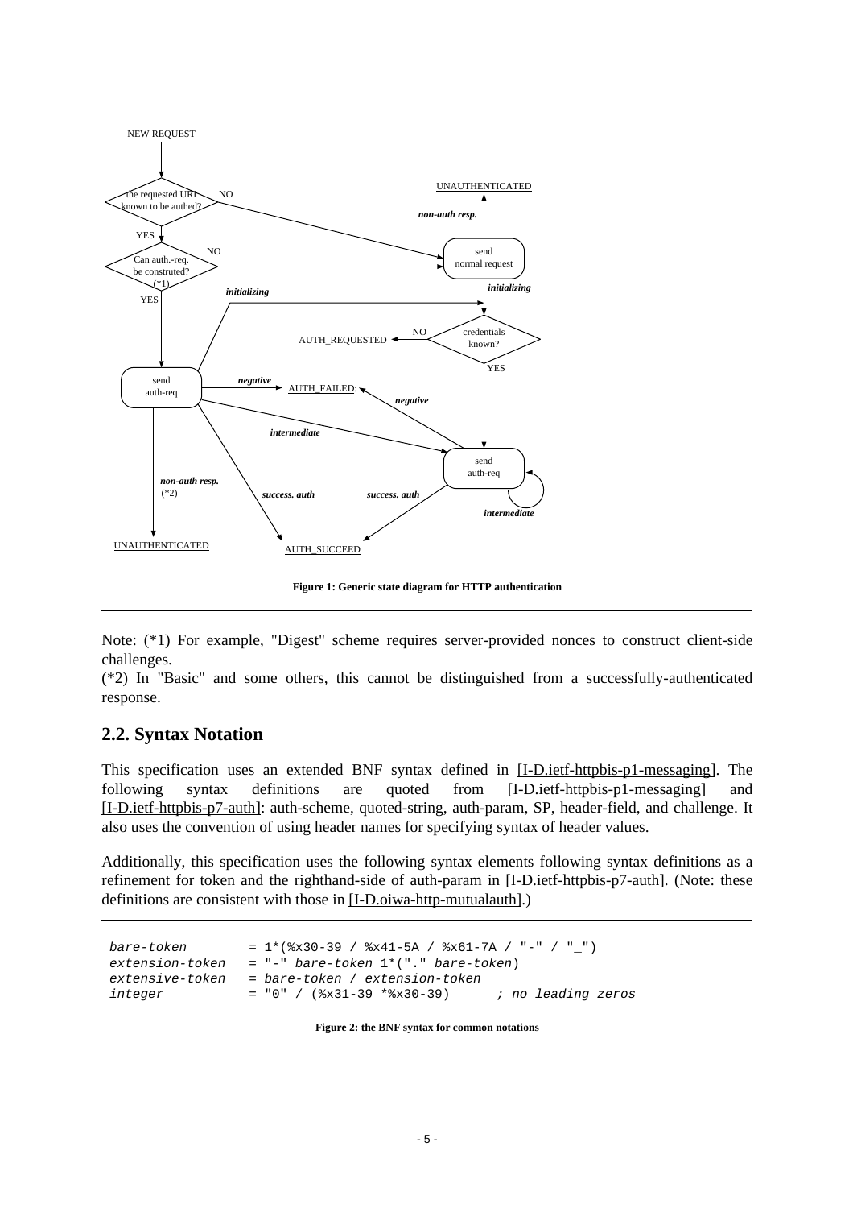Figure 1: Generic state diagram for HTTP authentication

Note: (*1) For example, "Digest" scheme requires server-provided nonces to construct client-side challenges.
(*2) In "Basic" and some others, this cannot be distinguished from a successfully-authenticated response.

## 2.2. Syntax Notation

This specification uses an extended BNF syntax defined in [I-D.ietf-httpbis-p1-messaging]. The following syntax definitions are quoted from [I-D.ietf-httpbis-p1-messaging] and [I-D.ietf-httpbis-p7-auth]: auth-scheme, quoted-string, auth-param, SP, header-field, and challenge. It also uses the convention of using header names for specifying syntax of header values.

Additionally, this specification uses the following syntax elements following syntax definitions as a refinement for token and the righthand-side of auth-param in [I-D.ietf-httpbis-p7-auth]. (Note: these definitions are consistent with those in [I-D.oiwa-http-mutualauth].)

```
bare-token        = 1*(%x30-39 / %x41-5A / %x61-7A / "-" / "_")
extension-token   = "-" bare-token 1*("." bare-token)
extensive-token   = bare-token / extension-token
integer           = "0" / (%x31-39 *%x30-39)     ; no leading zeros
```

Figure 2: the BNF syntax for common notations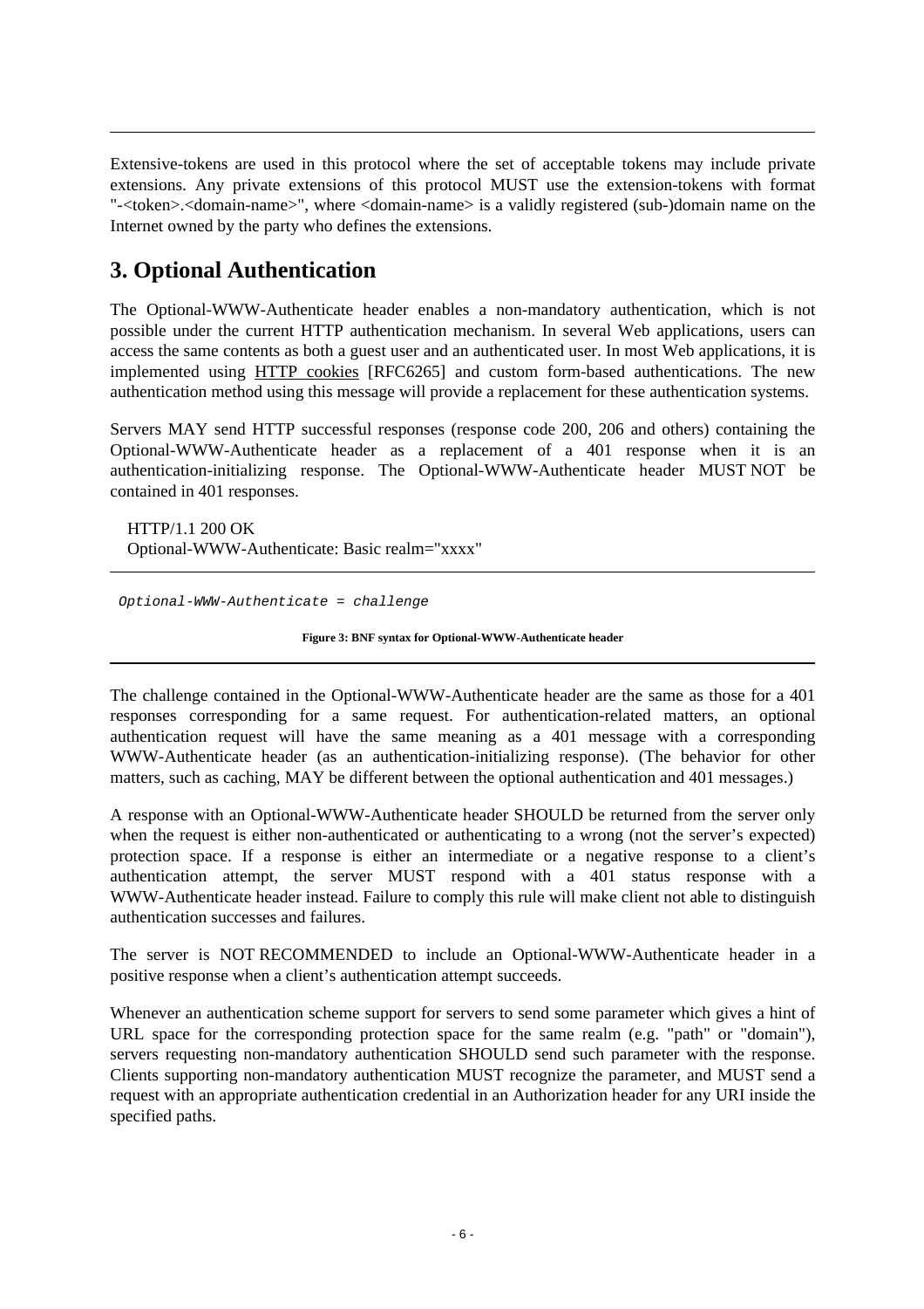Extensive-tokens are used in this protocol where the set of acceptable tokens may include private extensions. Any private extensions of this protocol MUST use the extension-tokens with format "-<token>.<domain-name>", where <domain-name> is a validly registered (sub-)domain name on the Internet owned by the party who defines the extensions.

# 3. Optional Authentication

The Optional-WWW-Authenticate header enables a non-mandatory authentication, which is not possible under the current HTTP authentication mechanism. In several Web applications, users can access the same contents as both a guest user and an authenticated user. In most Web applications, it is implemented using HTTP cookies [RFC6265] and custom form-based authentications. The new authentication method using this message will provide a replacement for these authentication systems.

Servers MAY send HTTP successful responses (response code 200, 206 and others) containing the Optional-WWW-Authenticate header as a replacement of a 401 response when it is an authentication-initializing response. The Optional-WWW-Authenticate header MUST NOT be contained in 401 responses.

```
HTTP/1.1 200 OK
Optional-WWW-Authenticate: Basic realm="xxxx"
```

```
Optional-WWW-Authenticate = challenge
```

**Figure 3: BNF syntax for Optional-WWW-Authenticate header**

The challenge contained in the Optional-WWW-Authenticate header are the same as those for a 401 responses corresponding for a same request. For authentication-related matters, an optional authentication request will have the same meaning as a 401 message with a corresponding WWW-Authenticate header (as an authentication-initializing response). (The behavior for other matters, such as caching, MAY be different between the optional authentication and 401 messages.)

A response with an Optional-WWW-Authenticate header SHOULD be returned from the server only when the request is either non-authenticated or authenticating to a wrong (not the server's expected) protection space. If a response is either an intermediate or a negative response to a client's authentication attempt, the server MUST respond with a 401 status response with a WWW-Authenticate header instead. Failure to comply this rule will make client not able to distinguish authentication successes and failures.

The server is NOT RECOMMENDED to include an Optional-WWW-Authenticate header in a positive response when a client's authentication attempt succeeds.

Whenever an authentication scheme support for servers to send some parameter which gives a hint of URL space for the corresponding protection space for the same realm (e.g. "path" or "domain"), servers requesting non-mandatory authentication SHOULD send such parameter with the response. Clients supporting non-mandatory authentication MUST recognize the parameter, and MUST send a request with an appropriate authentication credential in an Authorization header for any URI inside the specified paths.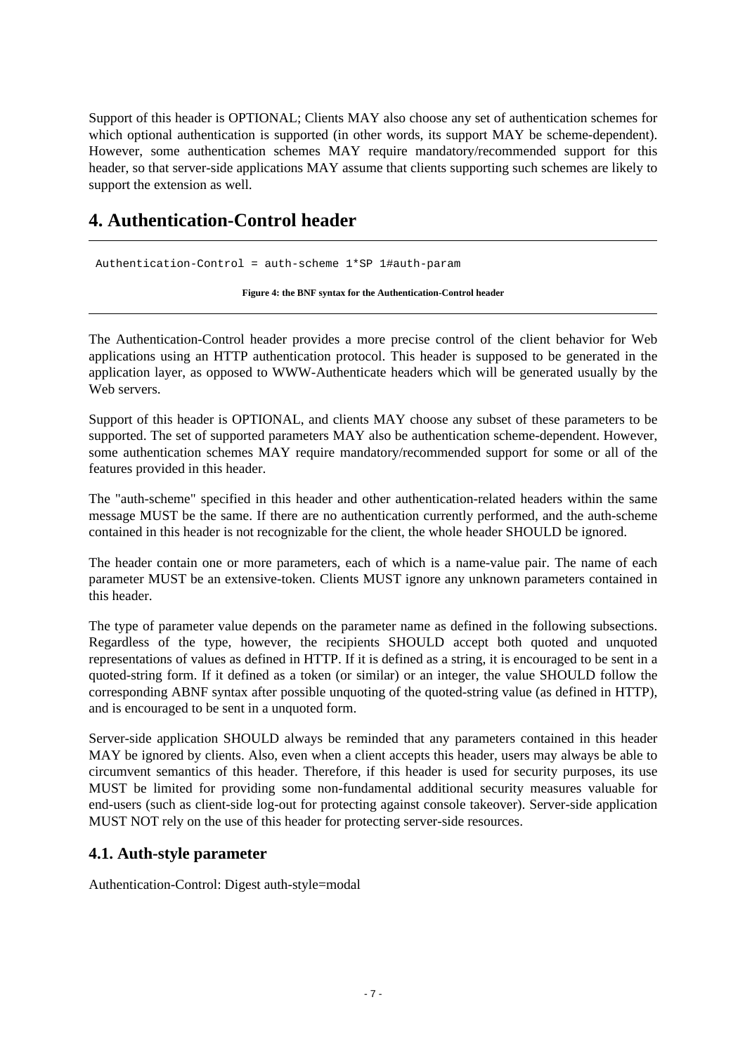Support of this header is OPTIONAL; Clients MAY also choose any set of authentication schemes for which optional authentication is supported (in other words, its support MAY be scheme-dependent). However, some authentication schemes MAY require mandatory/recommended support for this header, so that server-side applications MAY assume that clients supporting such schemes are likely to support the extension as well.

# 4. Authentication-Control header

```
Authentication-Control = auth-scheme 1*SP 1#auth-param
```

**Figure 4: the BNF syntax for the Authentication-Control header**

The Authentication-Control header provides a more precise control of the client behavior for Web applications using an HTTP authentication protocol. This header is supposed to be generated in the application layer, as opposed to WWW-Authenticate headers which will be generated usually by the Web servers.

Support of this header is OPTIONAL, and clients MAY choose any subset of these parameters to be supported. The set of supported parameters MAY also be authentication scheme-dependent. However, some authentication schemes MAY require mandatory/recommended support for some or all of the features provided in this header.

The "auth-scheme" specified in this header and other authentication-related headers within the same message MUST be the same. If there are no authentication currently performed, and the auth-scheme contained in this header is not recognizable for the client, the whole header SHOULD be ignored.

The header contain one or more parameters, each of which is a name-value pair. The name of each parameter MUST be an extensive-token. Clients MUST ignore any unknown parameters contained in this header.

The type of parameter value depends on the parameter name as defined in the following subsections. Regardless of the type, however, the recipients SHOULD accept both quoted and unquoted representations of values as defined in HTTP. If it is defined as a string, it is encouraged to be sent in a quoted-string form. If it defined as a token (or similar) or an integer, the value SHOULD follow the corresponding ABNF syntax after possible unquoting of the quoted-string value (as defined in HTTP), and is encouraged to be sent in a unquoted form.

Server-side application SHOULD always be reminded that any parameters contained in this header MAY be ignored by clients. Also, even when a client accepts this header, users may always be able to circumvent semantics of this header. Therefore, if this header is used for security purposes, its use MUST be limited for providing some non-fundamental additional security measures valuable for end-users (such as client-side log-out for protecting against console takeover). Server-side application MUST NOT rely on the use of this header for protecting server-side resources.

## 4.1. Auth-style parameter

Authentication-Control: Digest auth-style=modal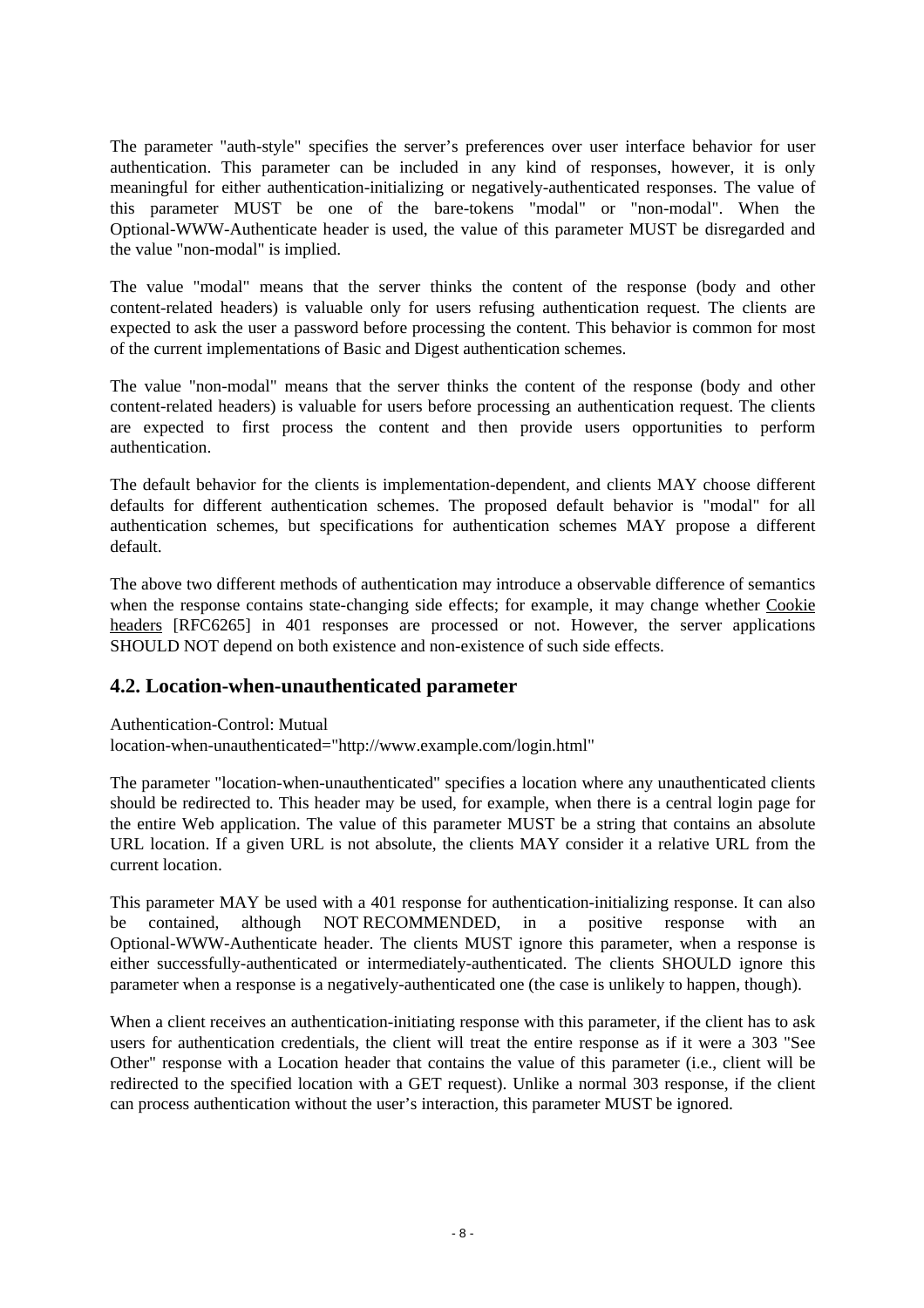The parameter "auth-style" specifies the server's preferences over user interface behavior for user authentication. This parameter can be included in any kind of responses, however, it is only meaningful for either authentication-initializing or negatively-authenticated responses. The value of this parameter MUST be one of the bare-tokens "modal" or "non-modal". When the Optional-WWW-Authenticate header is used, the value of this parameter MUST be disregarded and the value "non-modal" is implied.

The value "modal" means that the server thinks the content of the response (body and other content-related headers) is valuable only for users refusing authentication request. The clients are expected to ask the user a password before processing the content. This behavior is common for most of the current implementations of Basic and Digest authentication schemes.

The value "non-modal" means that the server thinks the content of the response (body and other content-related headers) is valuable for users before processing an authentication request. The clients are expected to first process the content and then provide users opportunities to perform authentication.

The default behavior for the clients is implementation-dependent, and clients MAY choose different defaults for different authentication schemes. The proposed default behavior is "modal" for all authentication schemes, but specifications for authentication schemes MAY propose a different default.

The above two different methods of authentication may introduce a observable difference of semantics when the response contains state-changing side effects; for example, it may change whether Cookie headers [RFC6265] in 401 responses are processed or not. However, the server applications SHOULD NOT depend on both existence and non-existence of such side effects.

## 4.2. Location-when-unauthenticated parameter

Authentication-Control: Mutual
location-when-unauthenticated="http://www.example.com/login.html"

The parameter "location-when-unauthenticated" specifies a location where any unauthenticated clients should be redirected to. This header may be used, for example, when there is a central login page for the entire Web application. The value of this parameter MUST be a string that contains an absolute URL location. If a given URL is not absolute, the clients MAY consider it a relative URL from the current location.

This parameter MAY be used with a 401 response for authentication-initializing response. It can also be contained, although NOT RECOMMENDED, in a positive response with an Optional-WWW-Authenticate header. The clients MUST ignore this parameter, when a response is either successfully-authenticated or intermediately-authenticated. The clients SHOULD ignore this parameter when a response is a negatively-authenticated one (the case is unlikely to happen, though).

When a client receives an authentication-initiating response with this parameter, if the client has to ask users for authentication credentials, the client will treat the entire response as if it were a 303 "See Other" response with a Location header that contains the value of this parameter (i.e., client will be redirected to the specified location with a GET request). Unlike a normal 303 response, if the client can process authentication without the user's interaction, this parameter MUST be ignored.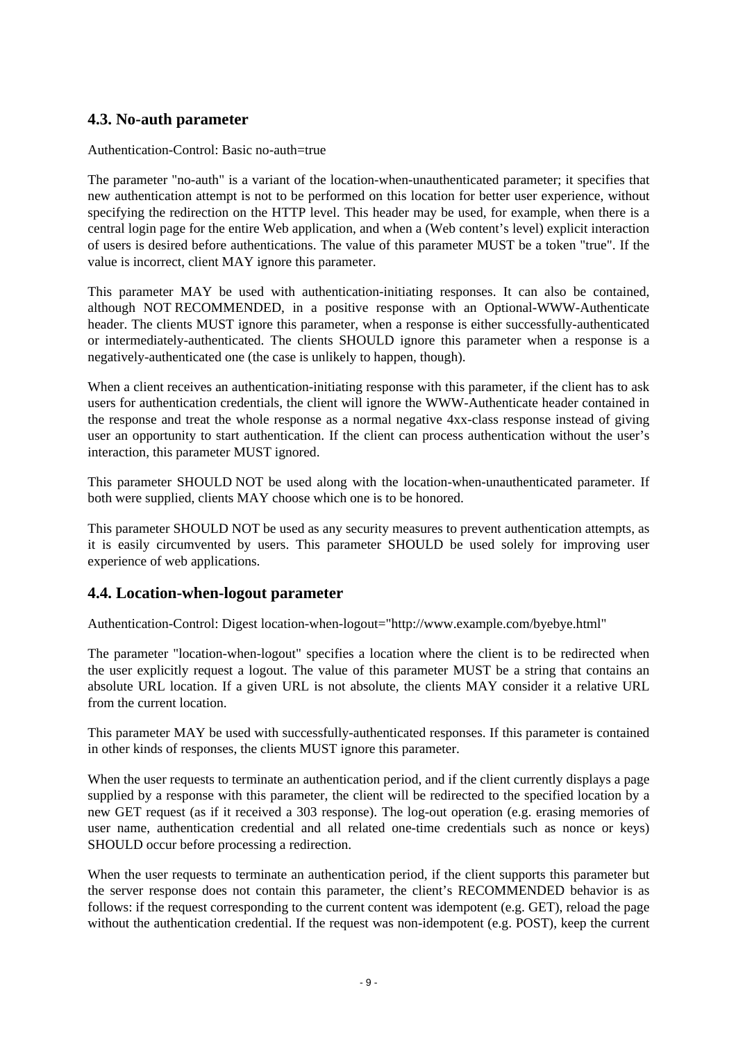## 4.3. No-auth parameter

Authentication-Control: Basic no-auth=true

The parameter "no-auth" is a variant of the location-when-unauthenticated parameter; it specifies that new authentication attempt is not to be performed on this location for better user experience, without specifying the redirection on the HTTP level. This header may be used, for example, when there is a central login page for the entire Web application, and when a (Web content's level) explicit interaction of users is desired before authentications. The value of this parameter MUST be a token "true". If the value is incorrect, client MAY ignore this parameter.

This parameter MAY be used with authentication-initiating responses. It can also be contained, although NOT RECOMMENDED, in a positive response with an Optional-WWW-Authenticate header. The clients MUST ignore this parameter, when a response is either successfully-authenticated or intermediately-authenticated. The clients SHOULD ignore this parameter when a response is a negatively-authenticated one (the case is unlikely to happen, though).

When a client receives an authentication-initiating response with this parameter, if the client has to ask users for authentication credentials, the client will ignore the WWW-Authenticate header contained in the response and treat the whole response as a normal negative 4xx-class response instead of giving user an opportunity to start authentication. If the client can process authentication without the user's interaction, this parameter MUST ignored.

This parameter SHOULD NOT be used along with the location-when-unauthenticated parameter. If both were supplied, clients MAY choose which one is to be honored.

This parameter SHOULD NOT be used as any security measures to prevent authentication attempts, as it is easily circumvented by users. This parameter SHOULD be used solely for improving user experience of web applications.

## 4.4. Location-when-logout parameter

Authentication-Control: Digest location-when-logout="http://www.example.com/byebye.html"

The parameter "location-when-logout" specifies a location where the client is to be redirected when the user explicitly request a logout. The value of this parameter MUST be a string that contains an absolute URL location. If a given URL is not absolute, the clients MAY consider it a relative URL from the current location.

This parameter MAY be used with successfully-authenticated responses. If this parameter is contained in other kinds of responses, the clients MUST ignore this parameter.

When the user requests to terminate an authentication period, and if the client currently displays a page supplied by a response with this parameter, the client will be redirected to the specified location by a new GET request (as if it received a 303 response). The log-out operation (e.g. erasing memories of user name, authentication credential and all related one-time credentials such as nonce or keys) SHOULD occur before processing a redirection.

When the user requests to terminate an authentication period, if the client supports this parameter but the server response does not contain this parameter, the client's RECOMMENDED behavior is as follows: if the request corresponding to the current content was idempotent (e.g. GET), reload the page without the authentication credential. If the request was non-idempotent (e.g. POST), keep the current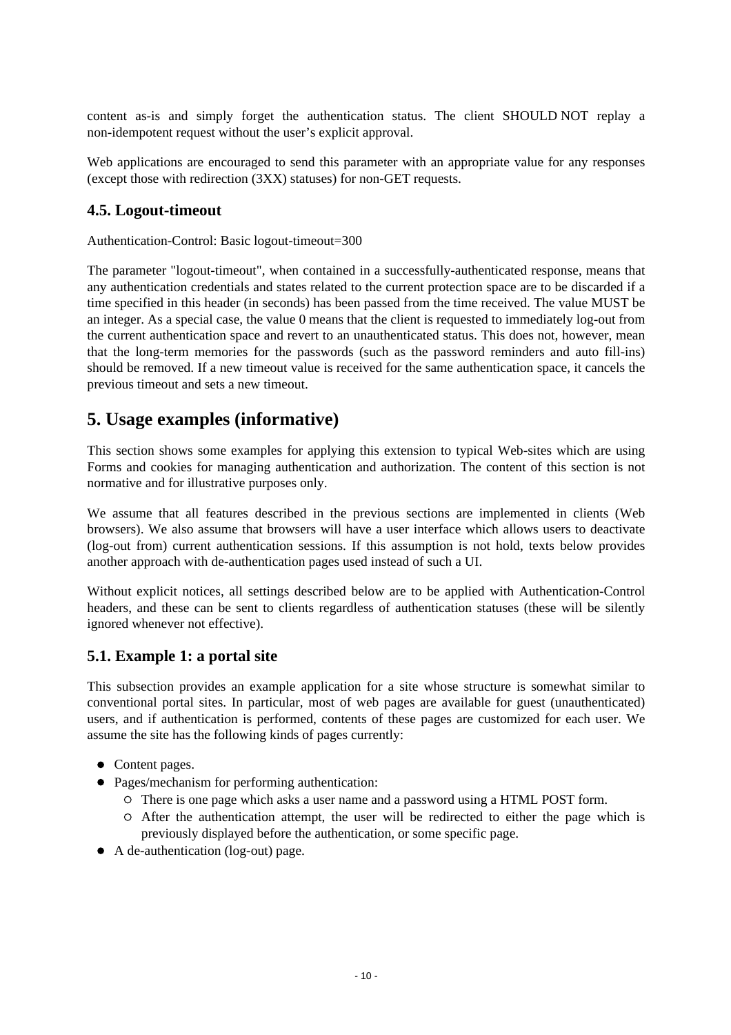content as-is and simply forget the authentication status. The client SHOULD NOT replay a non-idempotent request without the user's explicit approval.

Web applications are encouraged to send this parameter with an appropriate value for any responses (except those with redirection (3XX) statuses) for non-GET requests.

### 4.5. Logout-timeout

Authentication-Control: Basic logout-timeout=300

The parameter "logout-timeout", when contained in a successfully-authenticated response, means that any authentication credentials and states related to the current protection space are to be discarded if a time specified in this header (in seconds) has been passed from the time received. The value MUST be an integer. As a special case, the value 0 means that the client is requested to immediately log-out from the current authentication space and revert to an unauthenticated status. This does not, however, mean that the long-term memories for the passwords (such as the password reminders and auto fill-ins) should be removed. If a new timeout value is received for the same authentication space, it cancels the previous timeout and sets a new timeout.

## 5. Usage examples (informative)

This section shows some examples for applying this extension to typical Web-sites which are using Forms and cookies for managing authentication and authorization. The content of this section is not normative and for illustrative purposes only.

We assume that all features described in the previous sections are implemented in clients (Web browsers). We also assume that browsers will have a user interface which allows users to deactivate (log-out from) current authentication sessions. If this assumption is not hold, texts below provides another approach with de-authentication pages used instead of such a UI.

Without explicit notices, all settings described below are to be applied with Authentication-Control headers, and these can be sent to clients regardless of authentication statuses (these will be silently ignored whenever not effective).

### 5.1. Example 1: a portal site

This subsection provides an example application for a site whose structure is somewhat similar to conventional portal sites. In particular, most of web pages are available for guest (unauthenticated) users, and if authentication is performed, contents of these pages are customized for each user. We assume the site has the following kinds of pages currently:

- Content pages.
- Pages/mechanism for performing authentication:
  - There is one page which asks a user name and a password using a HTML POST form.
  - After the authentication attempt, the user will be redirected to either the page which is previously displayed before the authentication, or some specific page.
- A de-authentication (log-out) page.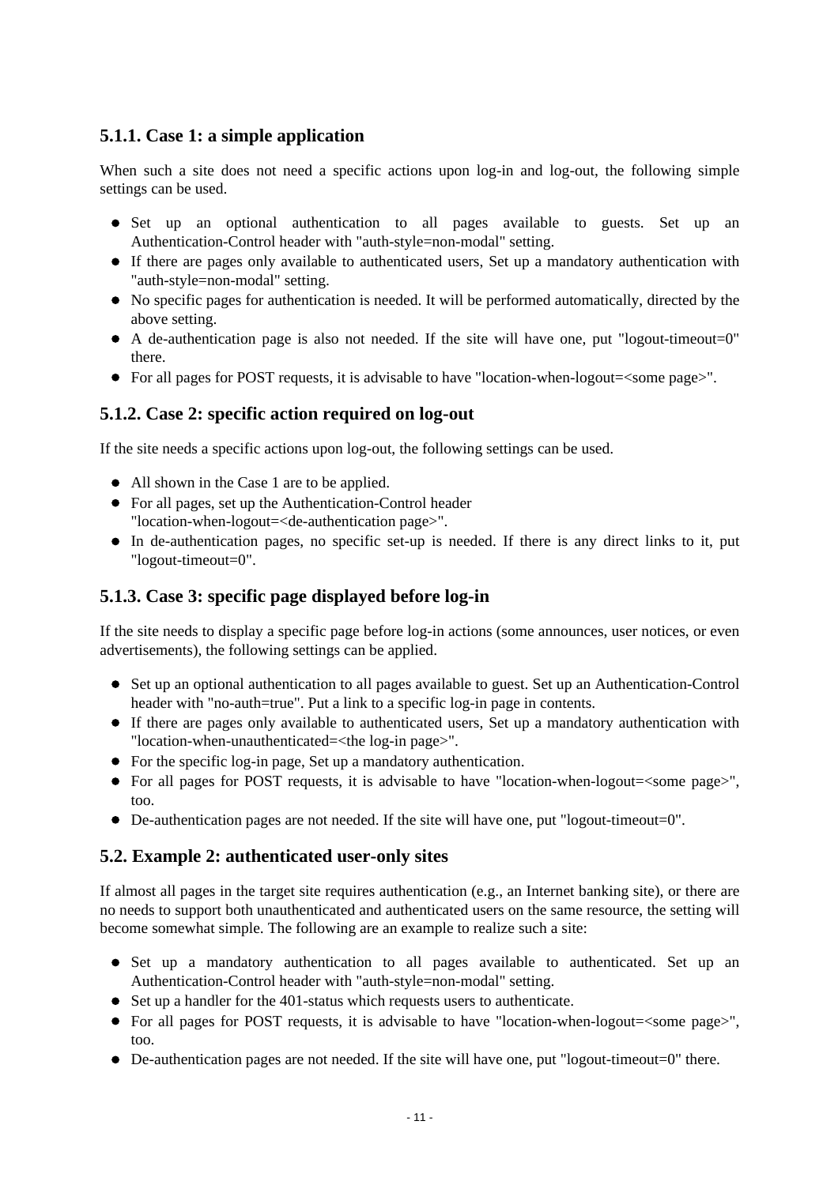### 5.1.1. Case 1: a simple application

When such a site does not need a specific actions upon log-in and log-out, the following simple settings can be used.

- Set up an optional authentication to all pages available to guests. Set up an Authentication-Control header with "auth-style=non-modal" setting.
- If there are pages only available to authenticated users, Set up a mandatory authentication with "auth-style=non-modal" setting.
- No specific pages for authentication is needed. It will be performed automatically, directed by the above setting.
- A de-authentication page is also not needed. If the site will have one, put "logout-timeout=0" there.
- For all pages for POST requests, it is advisable to have "location-when-logout=<some page>".

### 5.1.2. Case 2: specific action required on log-out

If the site needs a specific actions upon log-out, the following settings can be used.

- All shown in the Case 1 are to be applied.
- For all pages, set up the Authentication-Control header "location-when-logout=<de-authentication page>".
- In de-authentication pages, no specific set-up is needed. If there is any direct links to it, put "logout-timeout=0".

### 5.1.3. Case 3: specific page displayed before log-in

If the site needs to display a specific page before log-in actions (some announces, user notices, or even advertisements), the following settings can be applied.

- Set up an optional authentication to all pages available to guest. Set up an Authentication-Control header with "no-auth=true". Put a link to a specific log-in page in contents.
- If there are pages only available to authenticated users, Set up a mandatory authentication with "location-when-unauthenticated=<the log-in page>".
- For the specific log-in page, Set up a mandatory authentication.
- For all pages for POST requests, it is advisable to have "location-when-logout=<some page>", too.
- De-authentication pages are not needed. If the site will have one, put "logout-timeout=0".

## 5.2. Example 2: authenticated user-only sites

If almost all pages in the target site requires authentication (e.g., an Internet banking site), or there are no needs to support both unauthenticated and authenticated users on the same resource, the setting will become somewhat simple. The following are an example to realize such a site:

- Set up a mandatory authentication to all pages available to authenticated. Set up an Authentication-Control header with "auth-style=non-modal" setting.
- Set up a handler for the 401-status which requests users to authenticate.
- For all pages for POST requests, it is advisable to have "location-when-logout=<some page>", too.
- De-authentication pages are not needed. If the site will have one, put "logout-timeout=0" there.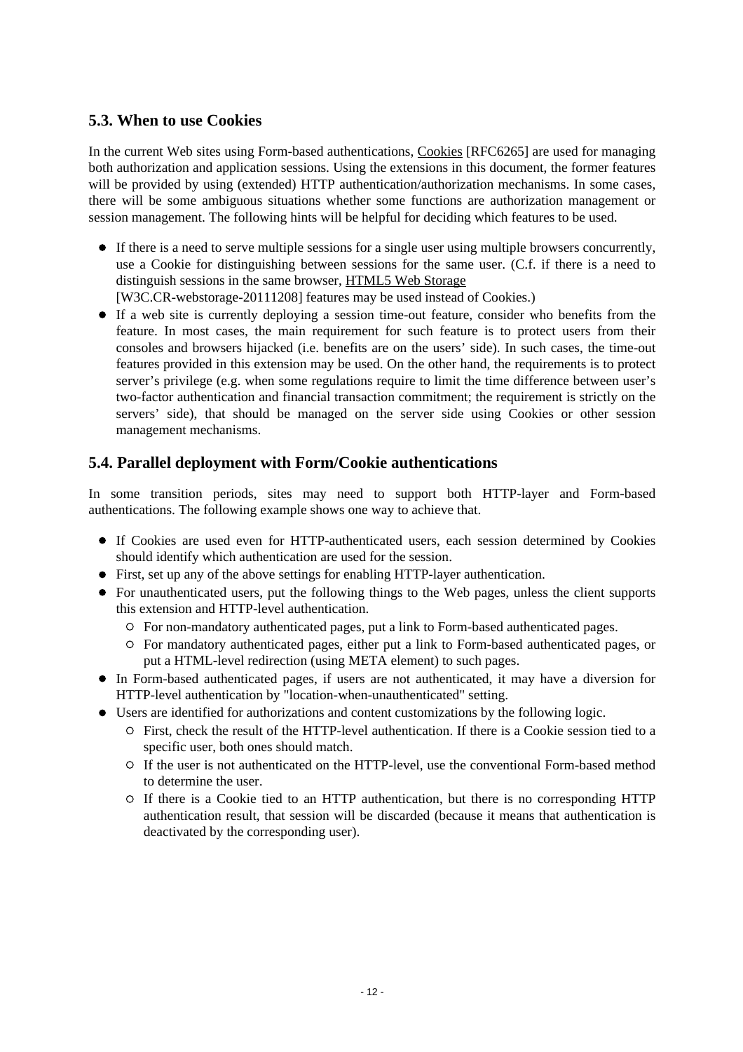## 5.3. When to use Cookies

In the current Web sites using Form-based authentications, Cookies [RFC6265] are used for managing both authorization and application sessions. Using the extensions in this document, the former features will be provided by using (extended) HTTP authentication/authorization mechanisms. In some cases, there will be some ambiguous situations whether some functions are authorization management or session management. The following hints will be helpful for deciding which features to be used.

- If there is a need to serve multiple sessions for a single user using multiple browsers concurrently, use a Cookie for distinguishing between sessions for the same user. (C.f. if there is a need to distinguish sessions in the same browser, HTML5 Web Storage [W3C.CR-webstorage-20111208] features may be used instead of Cookies.)
- If a web site is currently deploying a session time-out feature, consider who benefits from the feature. In most cases, the main requirement for such feature is to protect users from their consoles and browsers hijacked (i.e. benefits are on the users' side). In such cases, the time-out features provided in this extension may be used. On the other hand, the requirements is to protect server's privilege (e.g. when some regulations require to limit the time difference between user's two-factor authentication and financial transaction commitment; the requirement is strictly on the servers' side), that should be managed on the server side using Cookies or other session management mechanisms.

## 5.4. Parallel deployment with Form/Cookie authentications

In some transition periods, sites may need to support both HTTP-layer and Form-based authentications. The following example shows one way to achieve that.

- If Cookies are used even for HTTP-authenticated users, each session determined by Cookies should identify which authentication are used for the session.
- First, set up any of the above settings for enabling HTTP-layer authentication.
- For unauthenticated users, put the following things to the Web pages, unless the client supports this extension and HTTP-level authentication.
  - For non-mandatory authenticated pages, put a link to Form-based authenticated pages.
  - For mandatory authenticated pages, either put a link to Form-based authenticated pages, or put a HTML-level redirection (using META element) to such pages.
- In Form-based authenticated pages, if users are not authenticated, it may have a diversion for HTTP-level authentication by "location-when-unauthenticated" setting.
- Users are identified for authorizations and content customizations by the following logic.
  - First, check the result of the HTTP-level authentication. If there is a Cookie session tied to a specific user, both ones should match.
  - If the user is not authenticated on the HTTP-level, use the conventional Form-based method to determine the user.
  - If there is a Cookie tied to an HTTP authentication, but there is no corresponding HTTP authentication result, that session will be discarded (because it means that authentication is deactivated by the corresponding user).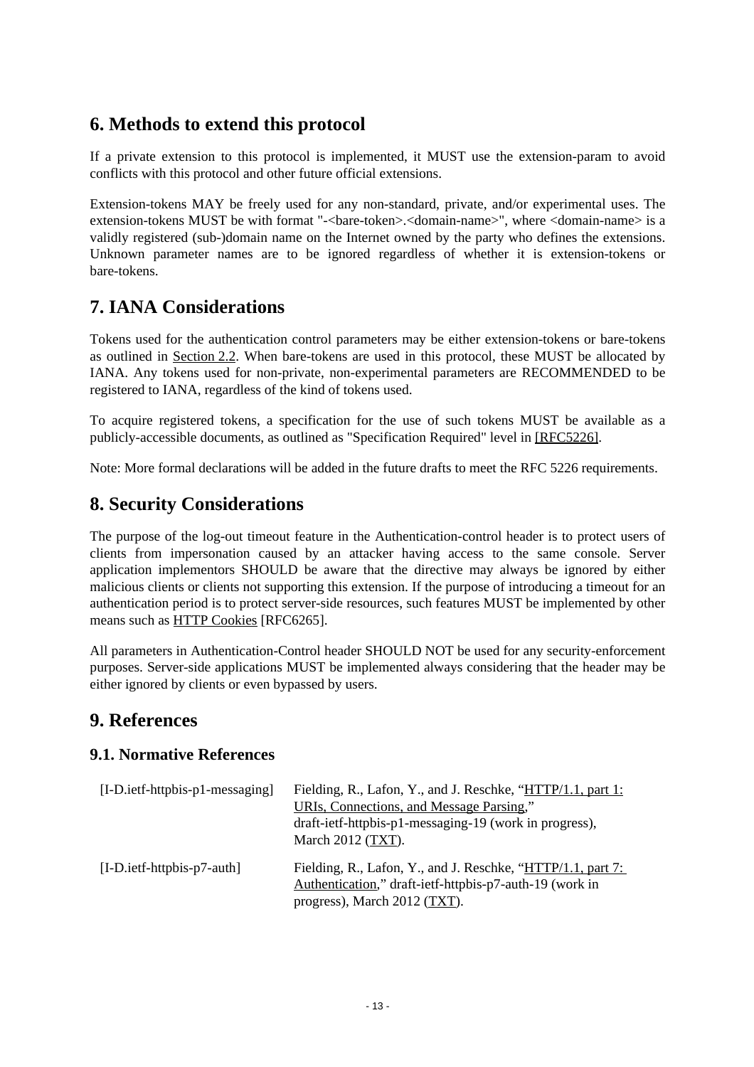## 6. Methods to extend this protocol

If a private extension to this protocol is implemented, it MUST use the extension-param to avoid conflicts with this protocol and other future official extensions.

Extension-tokens MAY be freely used for any non-standard, private, and/or experimental uses. The extension-tokens MUST be with format "-<bare-token>.<domain-name>", where <domain-name> is a validly registered (sub-)domain name on the Internet owned by the party who defines the extensions. Unknown parameter names are to be ignored regardless of whether it is extension-tokens or bare-tokens.

## 7. IANA Considerations

Tokens used for the authentication control parameters may be either extension-tokens or bare-tokens as outlined in Section 2.2. When bare-tokens are used in this protocol, these MUST be allocated by IANA. Any tokens used for non-private, non-experimental parameters are RECOMMENDED to be registered to IANA, regardless of the kind of tokens used.

To acquire registered tokens, a specification for the use of such tokens MUST be available as a publicly-accessible documents, as outlined as "Specification Required" level in [RFC5226].

Note: More formal declarations will be added in the future drafts to meet the RFC 5226 requirements.

## 8. Security Considerations

The purpose of the log-out timeout feature in the Authentication-control header is to protect users of clients from impersonation caused by an attacker having access to the same console. Server application implementors SHOULD be aware that the directive may always be ignored by either malicious clients or clients not supporting this extension. If the purpose of introducing a timeout for an authentication period is to protect server-side resources, such features MUST be implemented by other means such as HTTP Cookies [RFC6265].

All parameters in Authentication-Control header SHOULD NOT be used for any security-enforcement purposes. Server-side applications MUST be implemented always considering that the header may be either ignored by clients or even bypassed by users.

## 9. References

### 9.1. Normative References

| | |
|---|---|
| [I-D.ietf-httpbis-p1-messaging] | Fielding, R., Lafon, Y., and J. Reschke, "HTTP/1.1, part 1: URIs, Connections, and Message Parsing," draft-ietf-httpbis-p1-messaging-19 (work in progress), March 2012 (TXT). |
| [I-D.ietf-httpbis-p7-auth] | Fielding, R., Lafon, Y., and J. Reschke, "HTTP/1.1, part 7: Authentication," draft-ietf-httpbis-p7-auth-19 (work in progress), March 2012 (TXT). |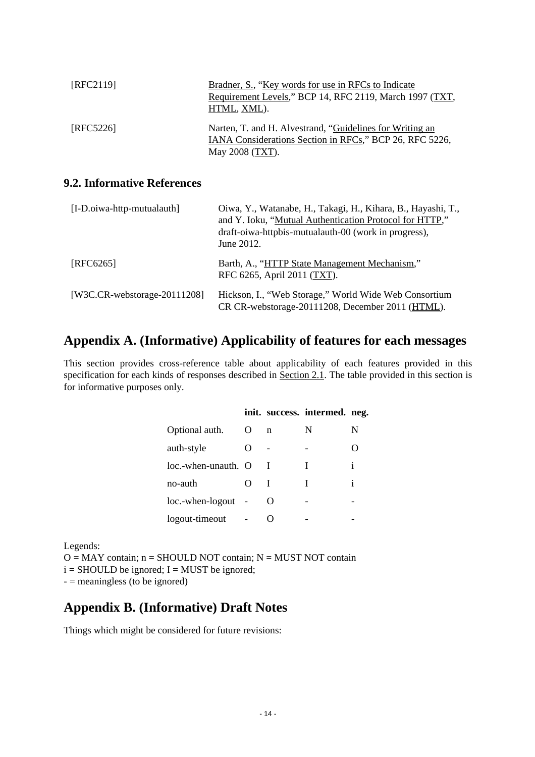[RFC2119] Bradner, S., “Key words for use in RFCs to Indicate Requirement Levels,” BCP 14, RFC 2119, March 1997 (TXT, HTML, XML).

[RFC5226] Narten, T. and H. Alvestrand, “Guidelines for Writing an IANA Considerations Section in RFCs,” BCP 26, RFC 5226, May 2008 (TXT).

### 9.2. Informative References

[I-D.oiwa-http-mutualauth] Oiwa, Y., Watanabe, H., Takagi, H., Kihara, B., Hayashi, T., and Y. Ioku, “Mutual Authentication Protocol for HTTP,” draft-oiwa-httpbis-mutualauth-00 (work in progress), June 2012.

[RFC6265] Barth, A., “HTTP State Management Mechanism,” RFC 6265, April 2011 (TXT).

[W3C.CR-webstorage-20111208] Hickson, I., “Web Storage,” World Wide Web Consortium CR CR-webstorage-20111208, December 2011 (HTML).

## Appendix A. (Informative) Applicability of features for each messages

This section provides cross-reference table about applicability of each features provided in this specification for each kinds of responses described in Section 2.1. The table provided in this section is for informative purposes only.

| | init. | success. | intermed. | neg. |
|---|---|---|---|---|
| Optional auth. | O | n | N | N |
| auth-style | O | - | - | O |
| loc.-when-unauth. | O | I | I | i |
| no-auth | O | I | I | i |
| loc.-when-logout | - | O | - | - |
| logout-timeout | - | O | - | - |

Legends:
O = MAY contain; n = SHOULD NOT contain; N = MUST NOT contain
i = SHOULD be ignored; I = MUST be ignored;
- = meaningless (to be ignored)

## Appendix B. (Informative) Draft Notes

Things which might be considered for future revisions: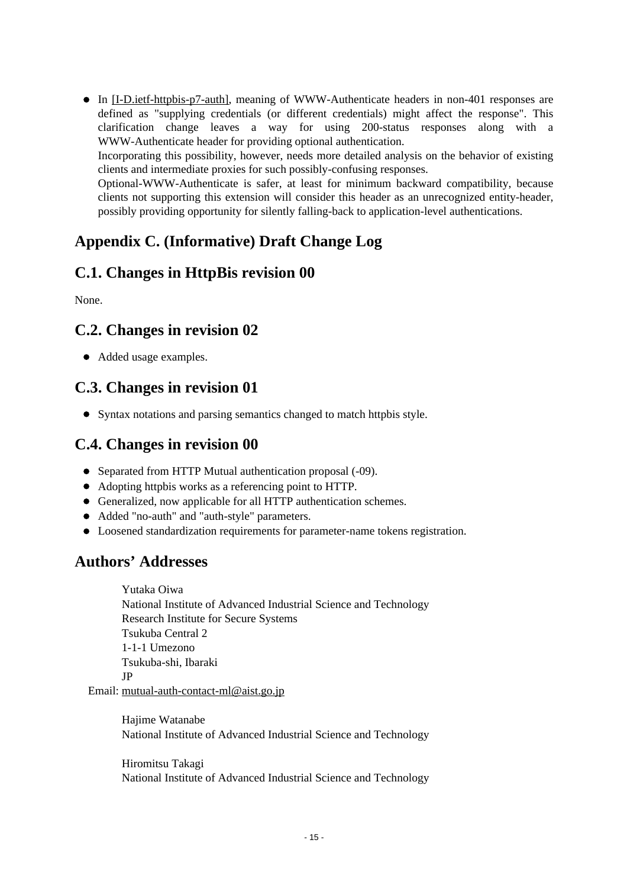- In [I-D.ietf-httpbis-p7-auth], meaning of WWW-Authenticate headers in non-401 responses are defined as "supplying credentials (or different credentials) might affect the response". This clarification change leaves a way for using 200-status responses along with a WWW-Authenticate header for providing optional authentication.
  Incorporating this possibility, however, needs more detailed analysis on the behavior of existing clients and intermediate proxies for such possibly-confusing responses.
  Optional-WWW-Authenticate is safer, at least for minimum backward compatibility, because clients not supporting this extension will consider this header as an unrecognized entity-header, possibly providing opportunity for silently falling-back to application-level authentications.

# Appendix C. (Informative) Draft Change Log

## C.1. Changes in HttpBis revision 00

None.

## C.2. Changes in revision 02

- Added usage examples.

## C.3. Changes in revision 01

- Syntax notations and parsing semantics changed to match httpbis style.

## C.4. Changes in revision 00

- Separated from HTTP Mutual authentication proposal (-09).
- Adopting httpbis works as a referencing point to HTTP.
- Generalized, now applicable for all HTTP authentication schemes.
- Added "no-auth" and "auth-style" parameters.
- Loosened standardization requirements for parameter-name tokens registration.

# Authors' Addresses

Yutaka Oiwa
National Institute of Advanced Industrial Science and Technology
Research Institute for Secure Systems
Tsukuba Central 2
1-1-1 Umezono
Tsukuba-shi, Ibaraki
JP
Email: mutual-auth-contact-ml@aist.go.jp

Hajime Watanabe
National Institute of Advanced Industrial Science and Technology

Hiromitsu Takagi
National Institute of Advanced Industrial Science and Technology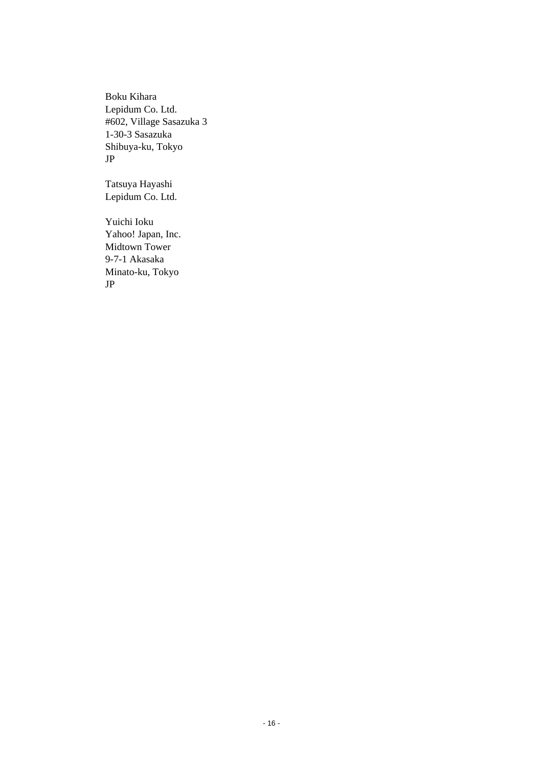Boku Kihara  
Lepidum Co. Ltd.  
#602, Village Sasazuka 3  
1-30-3 Sasazuka  
Shibuya-ku, Tokyo  
JP

Tatsuya Hayashi  
Lepidum Co. Ltd.

Yuichi Ioku  
Yahoo! Japan, Inc.  
Midtown Tower  
9-7-1 Akasaka  
Minato-ku, Tokyo  
JP